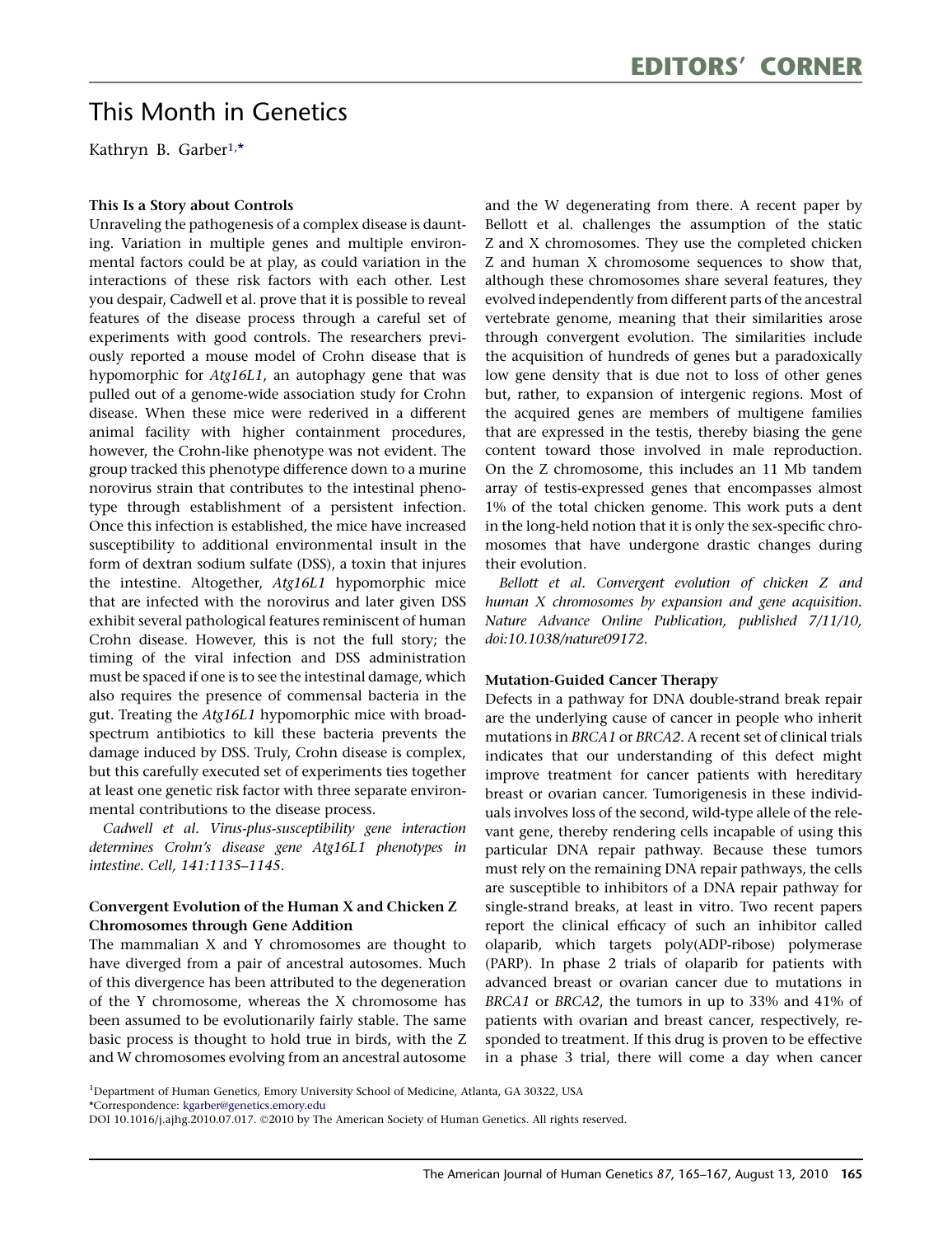# This Month in Genetics

Kathryn B. Garber[1,*]

### This Is a Story about Controls

Unraveling the pathogenesis of a complex disease is daunting. Variation in multiple genes and multiple environmental factors could be at play, as could variation in the interactions of these risk factors with each other. Lest you despair, Cadwell et al. prove that it is possible to reveal features of the disease process through a careful set of experiments with good controls. The researchers previously reported a mouse model of Crohn disease that is hypomorphic for *Atg16L1*, an autophagy gene that was pulled out of a genome-wide association study for Crohn disease. When these mice were rederived in a different animal facility with higher containment procedures, however, the Crohn-like phenotype was not evident. The group tracked this phenotype difference down to a murine norovirus strain that contributes to the intestinal phenotype through establishment of a persistent infection. Once this infection is established, the mice have increased susceptibility to additional environmental insult in the form of dextran sodium sulfate (DSS), a toxin that injures the intestine. Altogether, *Atg16L1* hypomorphic mice that are infected with the norovirus and later given DSS exhibit several pathological features reminiscent of human Crohn disease. However, this is not the full story; the timing of the viral infection and DSS administration must be spaced if one is to see the intestinal damage, which also requires the presence of commensal bacteria in the gut. Treating the *Atg16L1* hypomorphic mice with broad-spectrum antibiotics to kill these bacteria prevents the damage induced by DSS. Truly, Crohn disease is complex, but this carefully executed set of experiments ties together at least one genetic risk factor with three separate environmental contributions to the disease process.

*Cadwell et al. Virus-plus-susceptibility gene interaction determines Crohn's disease gene Atg16L1 phenotypes in intestine. Cell, 141:1135–1145.*

### Convergent Evolution of the Human X and Chicken Z Chromosomes through Gene Addition

The mammalian X and Y chromosomes are thought to have diverged from a pair of ancestral autosomes. Much of this divergence has been attributed to the degeneration of the Y chromosome, whereas the X chromosome has been assumed to be evolutionarily fairly stable. The same basic process is thought to hold true in birds, with the Z and W chromosomes evolving from an ancestral autosome and the W degenerating from there. A recent paper by Bellott et al. challenges the assumption of the static Z and X chromosomes. They use the completed chicken Z and human X chromosome sequences to show that, although these chromosomes share several features, they evolved independently from different parts of the ancestral vertebrate genome, meaning that their similarities arose through convergent evolution. The similarities include the acquisition of hundreds of genes but a paradoxically low gene density that is due not to loss of other genes but, rather, to expansion of intergenic regions. Most of the acquired genes are members of multigene families that are expressed in the testis, thereby biasing the gene content toward those involved in male reproduction. On the Z chromosome, this includes an 11 Mb tandem array of testis-expressed genes that encompasses almost 1% of the total chicken genome. This work puts a dent in the long-held notion that it is only the sex-specific chromosomes that have undergone drastic changes during their evolution.

*Bellott et al. Convergent evolution of chicken Z and human X chromosomes by expansion and gene acquisition. Nature Advance Online Publication, published 7/11/10, doi:10.1038/nature09172.*

### Mutation-Guided Cancer Therapy

Defects in a pathway for DNA double-strand break repair are the underlying cause of cancer in people who inherit mutations in *BRCA1* or *BRCA2*. A recent set of clinical trials indicates that our understanding of this defect might improve treatment for cancer patients with hereditary breast or ovarian cancer. Tumorigenesis in these individuals involves loss of the second, wild-type allele of the relevant gene, thereby rendering cells incapable of using this particular DNA repair pathway. Because these tumors must rely on the remaining DNA repair pathways, the cells are susceptible to inhibitors of a DNA repair pathway for single-strand breaks, at least in vitro. Two recent papers report the clinical efficacy of such an inhibitor called olaparib, which targets poly(ADP-ribose) polymerase (PARP). In phase 2 trials of olaparib for patients with advanced breast or ovarian cancer due to mutations in *BRCA1* or *BRCA2*, the tumors in up to 33% and 41% of patients with ovarian and breast cancer, respectively, responded to treatment. If this drug is proven to be effective in a phase 3 trial, there will come a day when cancer

[1]Department of Human Genetics, Emory University School of Medicine, Atlanta, GA 30322, USA
*Correspondence: kgarber@genetics.emory.edu
DOI 10.1016/j.ajhg.2010.07.017. ©2010 by The American Society of Human Genetics. All rights reserved.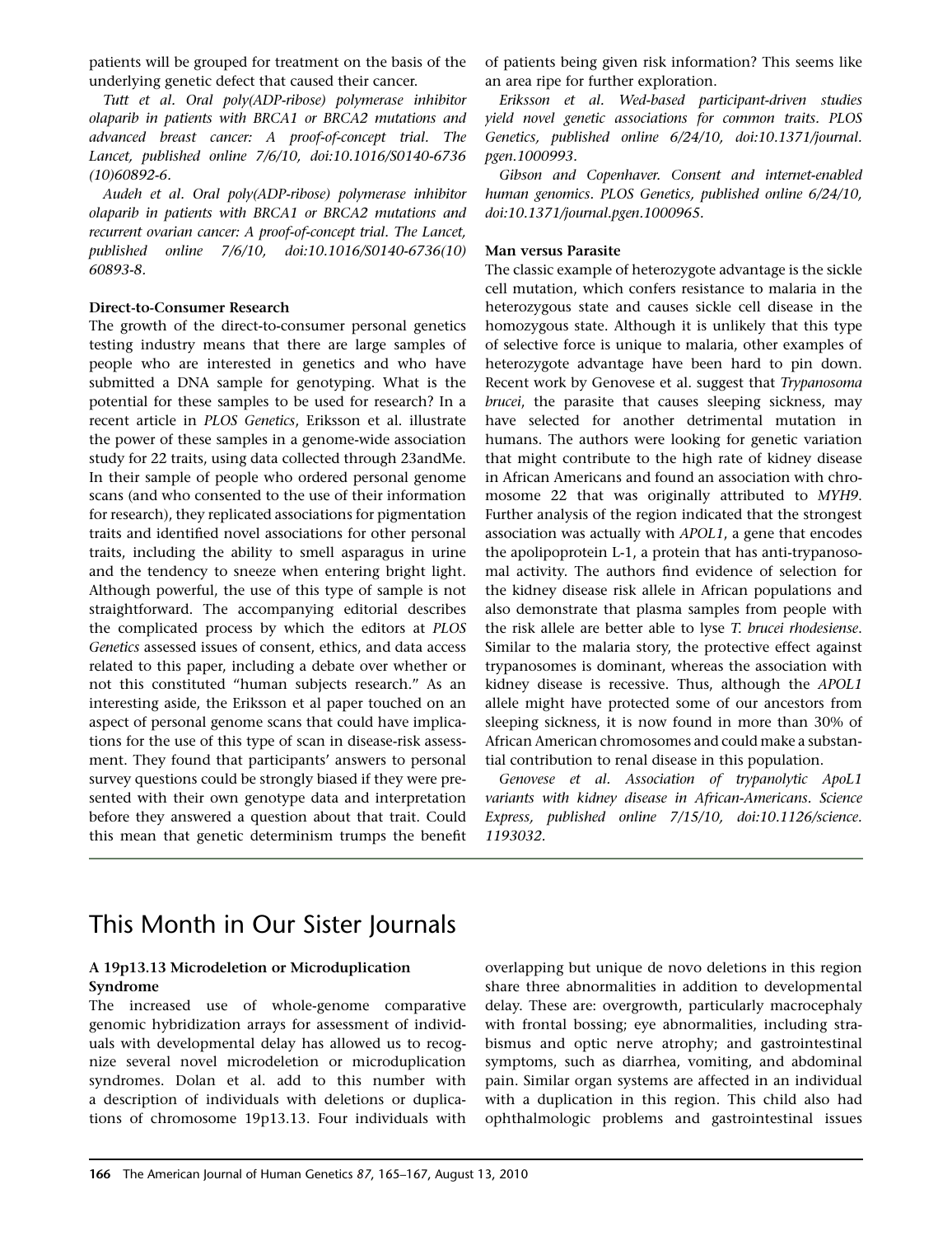patients will be grouped for treatment on the basis of the underlying genetic defect that caused their cancer.

*Tutt et al. Oral poly(ADP-ribose) polymerase inhibitor olaparib in patients with BRCA1 or BRCA2 mutations and advanced breast cancer: A proof-of-concept trial. The Lancet, published online 7/6/10, doi:10.1016/S0140-6736(10)60892-6.*

*Audeh et al. Oral poly(ADP-ribose) polymerase inhibitor olaparib in patients with BRCA1 or BRCA2 mutations and recurrent ovarian cancer: A proof-of-concept trial. The Lancet, published online 7/6/10, doi:10.1016/S0140-6736(10)60893-8.*

**Direct-to-Consumer Research**

The growth of the direct-to-consumer personal genetics testing industry means that there are large samples of people who are interested in genetics and who have submitted a DNA sample for genotyping. What is the potential for these samples to be used for research? In a recent article in *PLOS Genetics*, Eriksson et al. illustrate the power of these samples in a genome-wide association study for 22 traits, using data collected through 23andMe. In their sample of people who ordered personal genome scans (and who consented to the use of their information for research), they replicated associations for pigmentation traits and identified novel associations for other personal traits, including the ability to smell asparagus in urine and the tendency to sneeze when entering bright light. Although powerful, the use of this type of sample is not straightforward. The accompanying editorial describes the complicated process by which the editors at *PLOS Genetics* assessed issues of consent, ethics, and data access related to this paper, including a debate over whether or not this constituted "human subjects research." As an interesting aside, the Eriksson et al paper touched on an aspect of personal genome scans that could have implications for the use of this type of scan in disease-risk assessment. They found that participants' answers to personal survey questions could be strongly biased if they were presented with their own genotype data and interpretation before they answered a question about that trait. Could this mean that genetic determinism trumps the benefit of patients being given risk information? This seems like an area ripe for further exploration.

*Eriksson et al. Wed-based participant-driven studies yield novel genetic associations for common traits. PLOS Genetics, published online 6/24/10, doi:10.1371/journal.pgen.1000993.*

*Gibson and Copenhaver. Consent and internet-enabled human genomics. PLOS Genetics, published online 6/24/10, doi:10.1371/journal.pgen.1000965.*

**Man versus Parasite**

The classic example of heterozygote advantage is the sickle cell mutation, which confers resistance to malaria in the heterozygous state and causes sickle cell disease in the homozygous state. Although it is unlikely that this type of selective force is unique to malaria, other examples of heterozygote advantage have been hard to pin down. Recent work by Genovese et al. suggest that *Trypanosoma brucei*, the parasite that causes sleeping sickness, may have selected for another detrimental mutation in humans. The authors were looking for genetic variation that might contribute to the high rate of kidney disease in African Americans and found an association with chromosome 22 that was originally attributed to *MYH9*. Further analysis of the region indicated that the strongest association was actually with *APOL1*, a gene that encodes the apolipoprotein L-1, a protein that has anti-trypanosomal activity. The authors find evidence of selection for the kidney disease risk allele in African populations and also demonstrate that plasma samples from people with the risk allele are better able to lyse *T. brucei rhodesiense*. Similar to the malaria story, the protective effect against trypanosomes is dominant, whereas the association with kidney disease is recessive. Thus, although the *APOL1* allele might have protected some of our ancestors from sleeping sickness, it is now found in more than 30% of African American chromosomes and could make a substantial contribution to renal disease in this population.

*Genovese et al. Association of trypanolytic ApoL1 variants with kidney disease in African-Americans. Science Express, published online 7/15/10, doi:10.1126/science.1193032.*

# This Month in Our Sister Journals

**A 19p13.13 Microdeletion or Microduplication Syndrome**

The increased use of whole-genome comparative genomic hybridization arrays for assessment of individuals with developmental delay has allowed us to recognize several novel microdeletion or microduplication syndromes. Dolan et al. add to this number with a description of individuals with deletions or duplications of chromosome 19p13.13. Four individuals with overlapping but unique de novo deletions in this region share three abnormalities in addition to developmental delay. These are: overgrowth, particularly macrocephaly with frontal bossing; eye abnormalities, including strabismus and optic nerve atrophy; and gastrointestinal symptoms, such as diarrhea, vomiting, and abdominal pain. Similar organ systems are affected in an individual with a duplication in this region. This child also had ophthalmologic problems and gastrointestinal issues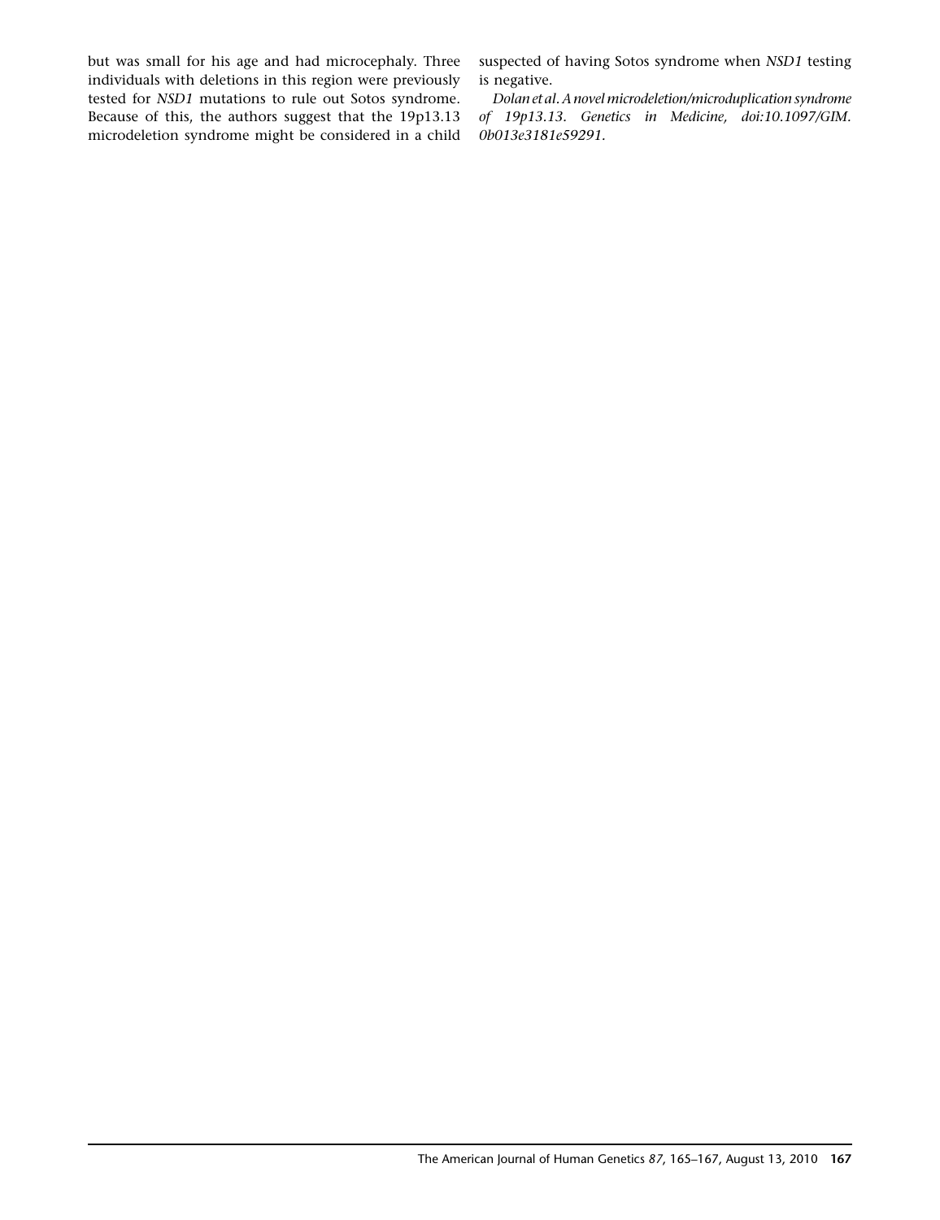but was small for his age and had microcephaly. Three individuals with deletions in this region were previously tested for *NSD1* mutations to rule out Sotos syndrome. Because of this, the authors suggest that the 19p13.13 microdeletion syndrome might be considered in a child suspected of having Sotos syndrome when *NSD1* testing is negative.

*Dolan et al. A novel microdeletion/microduplication syndrome of 19p13.13. Genetics in Medicine, doi:10.1097/GIM.0b013e3181e59291.*